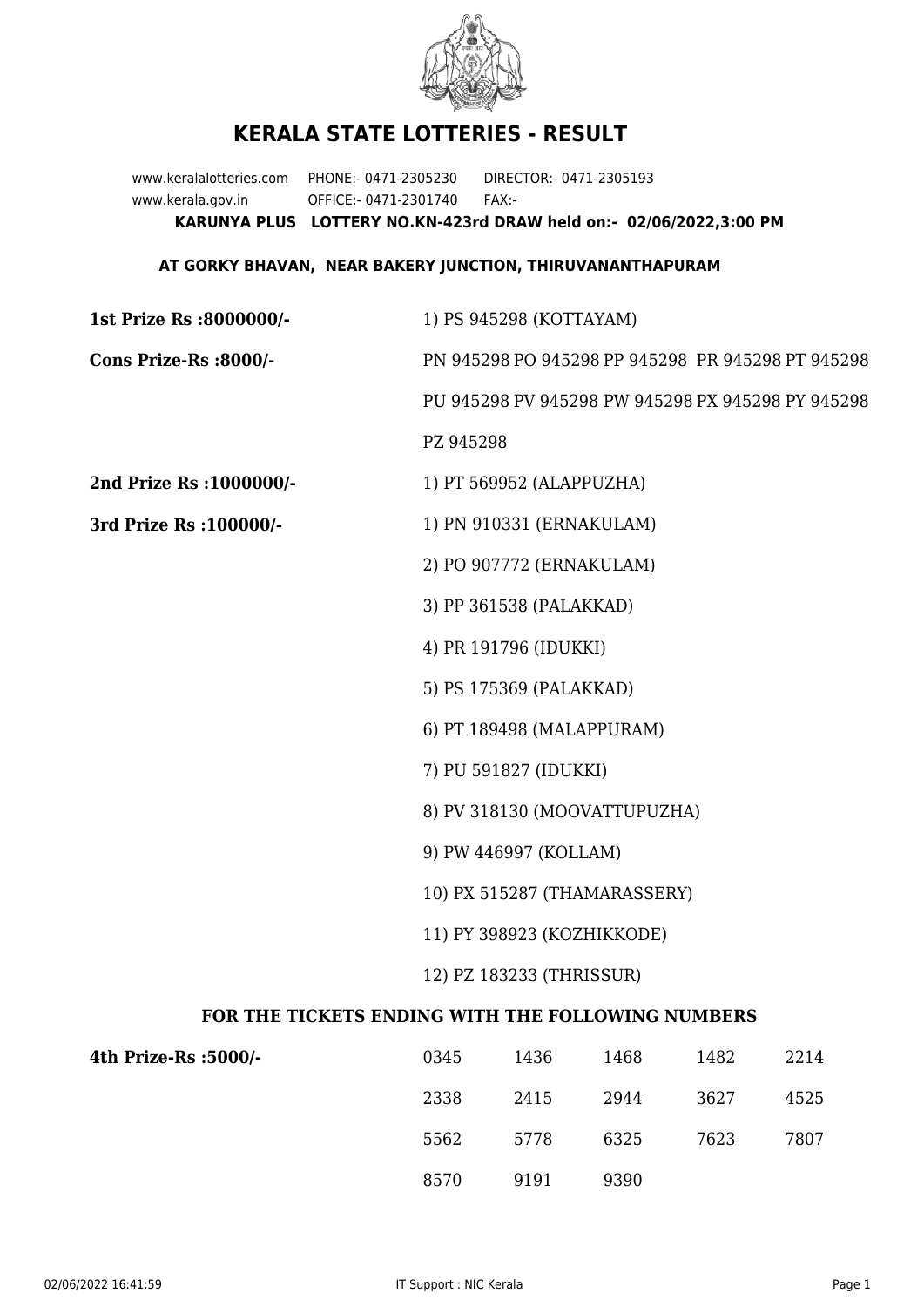# KERALA STATE LOTTERIES - RESULT

www.keralalotteries.com PHONE:- 0471-2305230 DIRECTOR:- 0471-2305193
www.kerala.gov.in OFFICE:- 0471-2301740 FAX:-

**KARUNYA PLUS LOTTERY NO.KN-423rd DRAW held on:- 02/06/2022,3:00 PM**

**AT GORKY BHAVAN, NEAR BAKERY JUNCTION, THIRUVANANTHAPURAM**

**1st Prize Rs :8000000/-** 1) PS 945298 (KOTTAYAM)

**Cons Prize-Rs :8000/-** PN 945298 PO 945298 PP 945298 PR 945298 PT 945298 PU 945298 PV 945298 PW 945298 PX 945298 PY 945298 PZ 945298

**2nd Prize Rs :1000000/-** 1) PT 569952 (ALAPPUZHA)

**3rd Prize Rs :100000/-**

1) PN 910331 (ERNAKULAM)
2) PO 907772 (ERNAKULAM)
3) PP 361538 (PALAKKAD)
4) PR 191796 (IDUKKI)
5) PS 175369 (PALAKKAD)
6) PT 189498 (MALAPPURAM)
7) PU 591827 (IDUKKI)
8) PV 318130 (MOOVATTUPUZHA)
9) PW 446997 (KOLLAM)
10) PX 515287 (THAMARASSERY)
11) PY 398923 (KOZHIKKODE)
12) PZ 183233 (THRISSUR)

## FOR THE TICKETS ENDING WITH THE FOLLOWING NUMBERS

**4th Prize-Rs :5000/-**

| | | | | |
|---|---|---|---|---|
| 0345 | 1436 | 1468 | 1482 | 2214 |
| 2338 | 2415 | 2944 | 3627 | 4525 |
| 5562 | 5778 | 6325 | 7623 | 7807 |
| 8570 | 9191 | 9390 | | |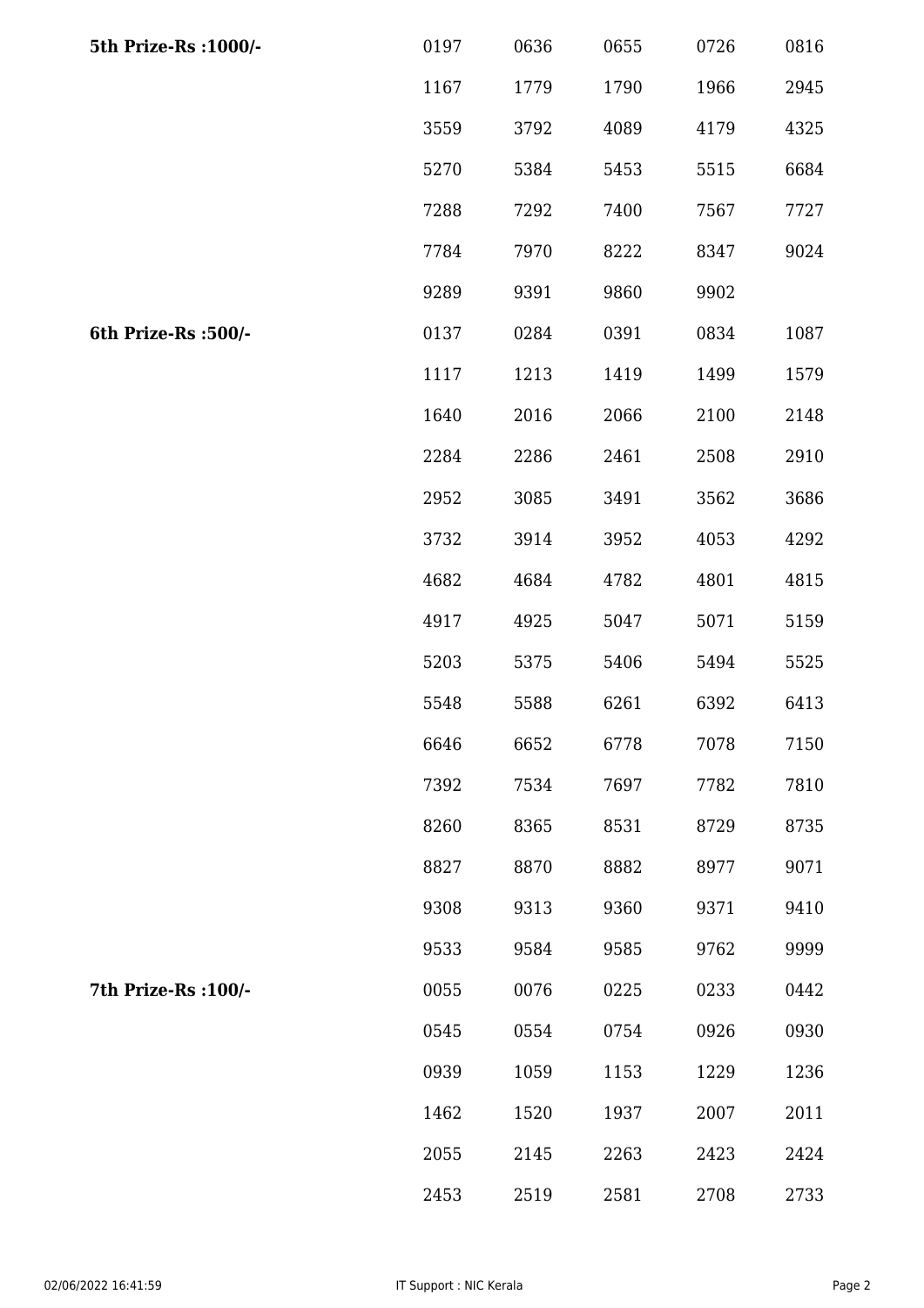| | | | | | |
|---|---|---|---|---|---|
| **5th Prize-Rs :1000/-** | 0197 | 0636 | 0655 | 0726 | 0816 |
| | 1167 | 1779 | 1790 | 1966 | 2945 |
| | 3559 | 3792 | 4089 | 4179 | 4325 |
| | 5270 | 5384 | 5453 | 5515 | 6684 |
| | 7288 | 7292 | 7400 | 7567 | 7727 |
| | 7784 | 7970 | 8222 | 8347 | 9024 |
| | 9289 | 9391 | 9860 | 9902 | |
| **6th Prize-Rs :500/-** | 0137 | 0284 | 0391 | 0834 | 1087 |
| | 1117 | 1213 | 1419 | 1499 | 1579 |
| | 1640 | 2016 | 2066 | 2100 | 2148 |
| | 2284 | 2286 | 2461 | 2508 | 2910 |
| | 2952 | 3085 | 3491 | 3562 | 3686 |
| | 3732 | 3914 | 3952 | 4053 | 4292 |
| | 4682 | 4684 | 4782 | 4801 | 4815 |
| | 4917 | 4925 | 5047 | 5071 | 5159 |
| | 5203 | 5375 | 5406 | 5494 | 5525 |
| | 5548 | 5588 | 6261 | 6392 | 6413 |
| | 6646 | 6652 | 6778 | 7078 | 7150 |
| | 7392 | 7534 | 7697 | 7782 | 7810 |
| | 8260 | 8365 | 8531 | 8729 | 8735 |
| | 8827 | 8870 | 8882 | 8977 | 9071 |
| | 9308 | 9313 | 9360 | 9371 | 9410 |
| | 9533 | 9584 | 9585 | 9762 | 9999 |
| **7th Prize-Rs :100/-** | 0055 | 0076 | 0225 | 0233 | 0442 |
| | 0545 | 0554 | 0754 | 0926 | 0930 |
| | 0939 | 1059 | 1153 | 1229 | 1236 |
| | 1462 | 1520 | 1937 | 2007 | 2011 |
| | 2055 | 2145 | 2263 | 2423 | 2424 |
| | 2453 | 2519 | 2581 | 2708 | 2733 |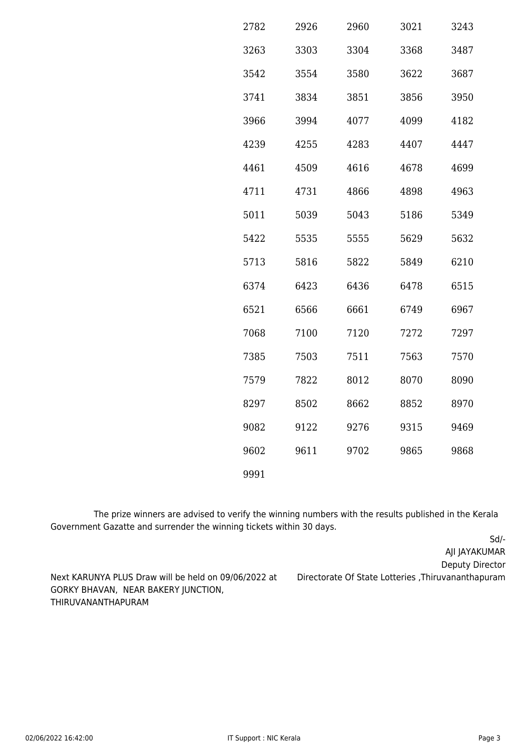| | | | | |
|---|---|---|---|---|
| 2782 | 2926 | 2960 | 3021 | 3243 |
| 3263 | 3303 | 3304 | 3368 | 3487 |
| 3542 | 3554 | 3580 | 3622 | 3687 |
| 3741 | 3834 | 3851 | 3856 | 3950 |
| 3966 | 3994 | 4077 | 4099 | 4182 |
| 4239 | 4255 | 4283 | 4407 | 4447 |
| 4461 | 4509 | 4616 | 4678 | 4699 |
| 4711 | 4731 | 4866 | 4898 | 4963 |
| 5011 | 5039 | 5043 | 5186 | 5349 |
| 5422 | 5535 | 5555 | 5629 | 5632 |
| 5713 | 5816 | 5822 | 5849 | 6210 |
| 6374 | 6423 | 6436 | 6478 | 6515 |
| 6521 | 6566 | 6661 | 6749 | 6967 |
| 7068 | 7100 | 7120 | 7272 | 7297 |
| 7385 | 7503 | 7511 | 7563 | 7570 |
| 7579 | 7822 | 8012 | 8070 | 8090 |
| 8297 | 8502 | 8662 | 8852 | 8970 |
| 9082 | 9122 | 9276 | 9315 | 9469 |
| 9602 | 9611 | 9702 | 9865 | 9868 |
| 9991 | | | | |

The prize winners are advised to verify the winning numbers with the results published in the Kerala Government Gazatte and surrender the winning tickets within 30 days.

Sd/-
AJI JAYAKUMAR
Deputy Director
Directorate Of State Lotteries ,Thiruvananthapuram

Next KARUNYA PLUS Draw will be held on 09/06/2022 at GORKY BHAVAN, NEAR BAKERY JUNCTION, THIRUVANANTHAPURAM